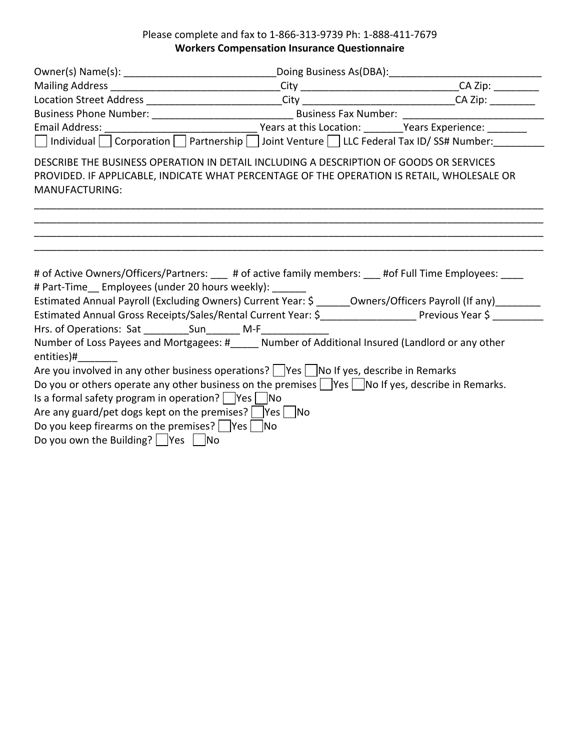Please complete and fax to 1-866-313-9739 Ph: 1-888-411-7679

**Workers Compensation Insurance Questionnaire**

Owner(s) Name(s): ___________________________Doing Business As(DBA):___________________________

Mailing Address ______________________________City ____________________________CA Zip: ________

Location Street Address ________________________City ___________________________CA Zip: ________

Business Phone Number: _________________________ Business Fax Number: _________________________

Email Address: ___________________________ Years at this Location: _______Years Experience: _______

☐ Individual ☐ Corporation ☐ Partnership ☐ Joint Venture ☐ LLC Federal Tax ID/ SS# Number:_________

DESCRIBE THE BUSINESS OPERATION IN DETAIL INCLUDING A DESCRIPTION OF GOODS OR SERVICES PROVIDED. IF APPLICABLE, INDICATE WHAT PERCENTAGE OF THE OPERATION IS RETAIL, WHOLESALE OR MANUFACTURING:

_____________________________________________________________________________________________

_____________________________________________________________________________________________

_____________________________________________________________________________________________

_____________________________________________________________________________________________

# of Active Owners/Officers/Partners: ___ # of active family members: ___ #of Full Time Employees: ____

# Part-Time__ Employees (under 20 hours weekly): ______

Estimated Annual Payroll (Excluding Owners) Current Year: $ ______Owners/Officers Payroll (If any)________

Estimated Annual Gross Receipts/Sales/Rental Current Year: $_________________ Previous Year $ _________

Hrs. of Operations: Sat ________Sun______ M-F____________

Number of Loss Payees and Mortgagees: #_____ Number of Additional Insured (Landlord or any other entities)#_______

Are you involved in any other business operations? ☐ Yes ☐ No If yes, describe in Remarks

Do you or others operate any other business on the premises ☐ Yes ☐ No If yes, describe in Remarks.

Is a formal safety program in operation? ☐ Yes ☐ No

Are any guard/pet dogs kept on the premises? ☐ Yes ☐ No

Do you keep firearms on the premises? ☐ Yes ☐ No

Do you own the Building? ☐ Yes ☐ No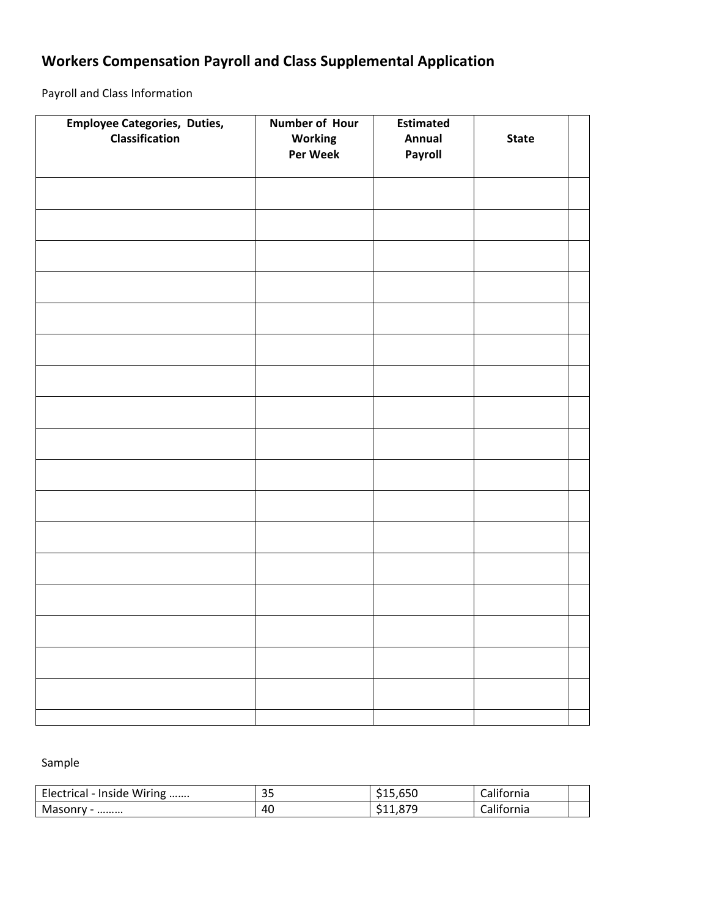# Workers Compensation Payroll and Class Supplemental Application

Payroll and Class Information

| Employee Categories, Duties, Classification | Number of Hour Working Per Week | Estimated Annual Payroll | State | |
|---|---|---|---|---|
| | | | | |
| | | | | |
| | | | | |
| | | | | |
| | | | | |
| | | | | |
| | | | | |
| | | | | |
| | | | | |
| | | | | |
| | | | | |
| | | | | |
| | | | | |
| | | | | |
| | | | | |
| | | | | |
| | | | | |
| | | | | |

Sample

| | | | | |
|---|---|---|---|---|
| Electrical - Inside Wiring ……. | 35 | $15,650 | California | |
| Masonry - ……… | 40 | $11,879 | California | |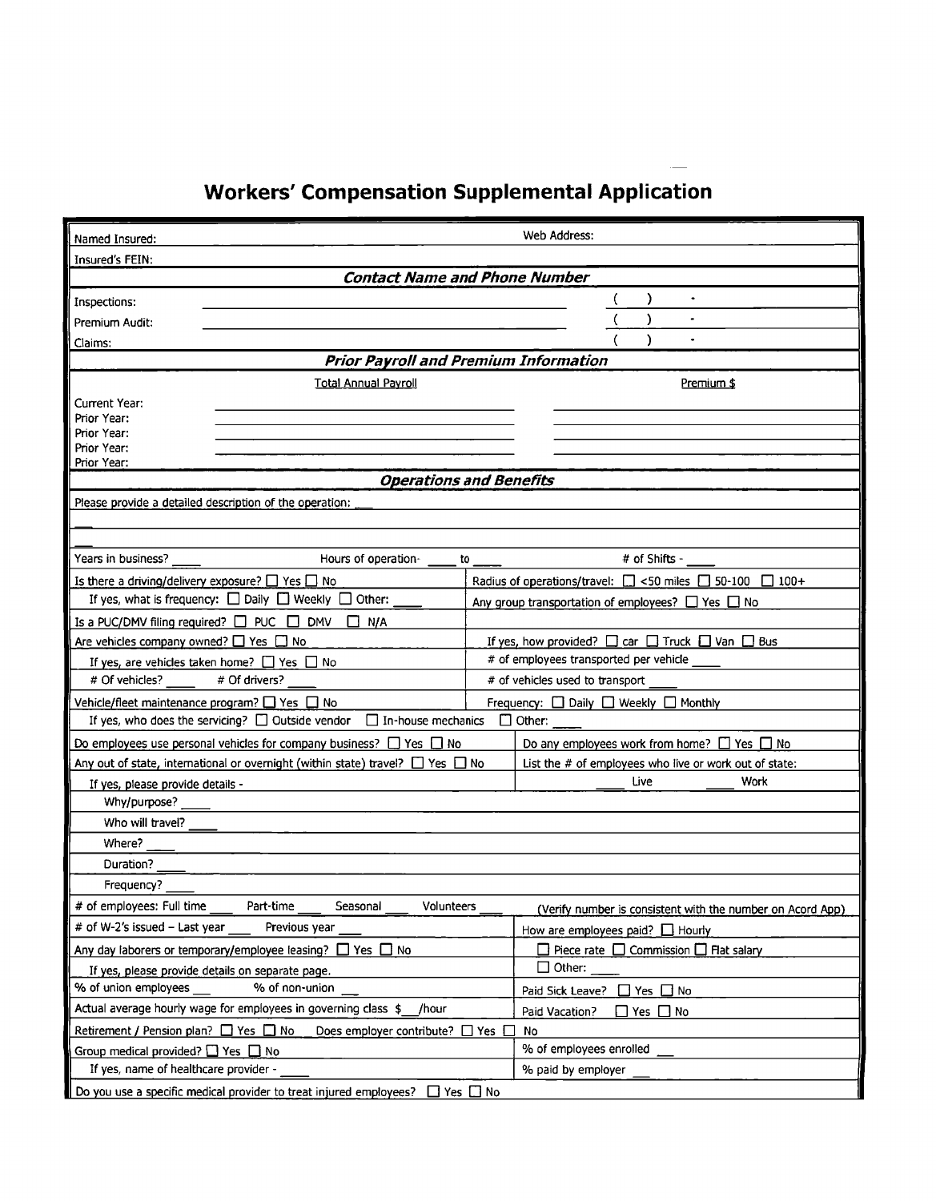# Workers' Compensation Supplemental Application

| Named Insured: | Web Address: |
|---|---|
| Insured's FEIN: | |

## *Contact Name and Phone Number*

| | | |
|---|---|---|
| Inspections: | ______________________ | ( ) - |
| Premium Audit: | ______________________ | ( ) - |
| Claims: | ______________________ | ( ) - |

## *Prior Payroll and Premium Information*

| | Total Annual Payroll | Premium $ |
|---|---|---|
| Current Year: | | |
| Prior Year: | | |
| Prior Year: | | |
| Prior Year: | | |
| Prior Year: | | |

## *Operations and Benefits*

Please provide a detailed description of the operation: ___

___

___

Years in business? ____ Hours of operation- ____ to ____ # of Shifts - ____

| | |
|---|---|
| Is there a driving/delivery exposure? ☐ Yes ☐ No | Radius of operations/travel: ☐ <50 miles ☐ 50-100 ☐ 100+ |
| If yes, what is frequency: ☐ Daily ☐ Weekly ☐ Other: ____ | Any group transportation of employees? ☐ Yes ☐ No |
| Is a PUC/DMV filing required? ☐ PUC ☐ DMV ☐ N/A | |
| Are vehicles company owned? ☐ Yes ☐ No | If yes, how provided? ☐ car ☐ Truck ☐ Van ☐ Bus |
| If yes, are vehicles taken home? ☐ Yes ☐ No | # of employees transported per vehicle ____ |
| # Of vehicles? ____ # Of drivers? ____ | # of vehicles used to transport ____ |
| Vehicle/fleet maintenance program? ☐ Yes ☐ No | Frequency: ☐ Daily ☐ Weekly ☐ Monthly |

If yes, who does the servicing? ☐ Outside vendor ☐ In-house mechanics ☐ Other: ____

| | |
|---|---|
| Do employees use personal vehicles for company business? ☐ Yes ☐ No | Do any employees work from home? ☐ Yes ☐ No |
| Any out of state, international or overnight (within state) travel? ☐ Yes ☐ No | List the # of employees who live or work out of state: |
| If yes, please provide details - | ____ Live ____ Work |

- Why/purpose? ____
- Who will travel? ____
- Where? ____
- Duration? ____
- Frequency? ____

| | |
|---|---|
| # of employees: Full time ___ Part-time ___ Seasonal ___ Volunteers ___ | (Verify number is consistent with the number on Acord App) |
| # of W-2's issued – Last year ___ Previous year ___ | How are employees paid? ☐ Hourly |
| Any day laborers or temporary/employee leasing? ☐ Yes ☐ No | ☐ Piece rate ☐ Commission ☐ Flat salary |
| If yes, please provide details on separate page. | ☐ Other: ____ |
| % of union employees ___ % of non-union ___ | Paid Sick Leave? ☐ Yes ☐ No |
| Actual average hourly wage for employees in governing class $___/hour | Paid Vacation? ☐ Yes ☐ No |

Retirement / Pension plan? ☐ Yes ☐ No Does employer contribute? ☐ Yes ☐ No

| | |
|---|---|
| Group medical provided? ☐ Yes ☐ No | % of employees enrolled ___ |
| If yes, name of healthcare provider - ____ | % paid by employer ___ |

Do you use a specific medical provider to treat injured employees? ☐ Yes ☐ No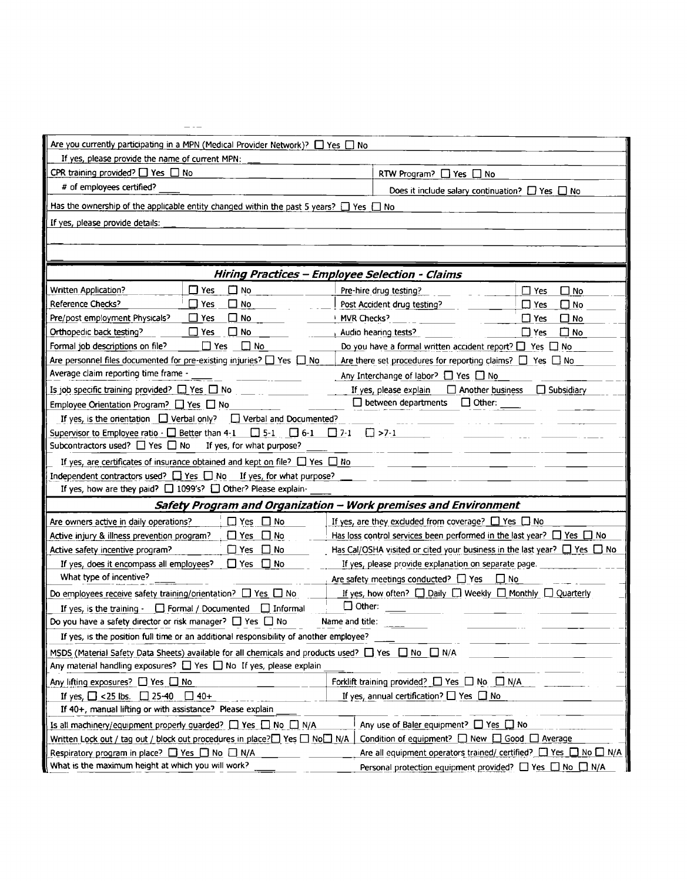Are you currently participating in a MPN (Medical Provider Network)? ☐ Yes ☐ No

If yes, please provide the name of current MPN: \_\_\_

CPR training provided? ☐ Yes ☐ No

\# of employees certified? \_\_\_\_

RTW Program? ☐ Yes ☐ No

Does it include salary continuation? ☐ Yes ☐ No

Has the ownership of the applicable entity changed within the past 5 years? ☐ Yes ☐ No

If yes, please provide details: \_\_\_

## *Hiring Practices – Employee Selection - Claims*

| | | | | | |
|---|---|---|---|---|---|
| Written Application? | ☐ Yes | ☐ No | Pre-hire drug testing? | ☐ Yes | ☐ No |
| Reference Checks? | ☐ Yes | ☐ No | Post Accident drug testing? | ☐ Yes | ☐ No |
| Pre/post employment Physicals? | ☐ Yes | ☐ No | MVR Checks? | ☐ Yes | ☐ No |
| Orthopedic back testing? | ☐ Yes | ☐ No | Audio hearing tests? | ☐ Yes | ☐ No |

Formal job descriptions on file? ☐ Yes ☐ No

Do you have a formal written accident report? ☐ Yes ☐ No

Are personnel files documented for pre-existing injuries? ☐ Yes ☐ No

Are there set procedures for reporting claims? ☐ Yes ☐ No

Average claim reporting time frame - \_\_\_\_

Any Interchange of labor? ☐ Yes ☐ No

Is job specific training provided? ☐ Yes ☐ No

If yes, please explain ☐ Another business ☐ Subsidiary ☐ between departments ☐ Other: \_\_\_\_

Employee Orientation Program? ☐ Yes ☐ No

If yes, is the orientation ☐ Verbal only? ☐ Verbal and Documented?

Supervisor to Employee ratio - ☐ Better than 4-1 ☐ 5-1 ☐ 6-1 ☐ 7-1 ☐ >7-1

Subcontractors used? ☐ Yes ☐ No If yes, for what purpose?

If yes, are certificates of insurance obtained and kept on file? ☐ Yes ☐ No

Independent contractors used? ☐ Yes ☐ No If yes, for what purpose? \_\_\_

If yes, how are they paid? ☐ 1099's? ☐ Other? Please explain- \_\_\_\_

## *Safety Program and Organization – Work premises and Environment*

Are owners active in daily operations? ☐ Yes ☐ No

If yes, are they excluded from coverage? ☐ Yes ☐ No

Active injury & illness prevention program? ☐ Yes ☐ No

Has loss control services been performed in the last year? ☐ Yes ☐ No

Active safety incentive program? ☐ Yes ☐ No

Has Cal/OSHA visited or cited your business in the last year? ☐ Yes ☐ No

If yes, does it encompass all employees? ☐ Yes ☐ No

If yes, please provide explanation on separate page.

What type of incentive? \_\_\_\_

Are safety meetings conducted? ☐ Yes ☐ No

Do employees receive safety training/orientation? ☐ Yes ☐ No

If yes, how often? ☐ Daily ☐ Weekly ☐ Monthly ☐ Quarterly ☐ Other: \_\_\_\_

If yes, is the training - ☐ Formal / Documented ☐ Informal

Do you have a safety director or risk manager? ☐ Yes ☐ No

Name and title: \_\_\_

If yes, is the position full time or an additional responsibility of another employee? \_\_\_\_

MSDS (Material Safety Data Sheets) available for all chemicals and products used? ☐ Yes ☐ No ☐ N/A

Any material handling exposures? ☐ Yes ☐ No If yes, please explain \_\_\_\_

Any lifting exposures? ☐ Yes ☐ No

Forklift training provided? ☐ Yes ☐ No ☐ N/A

If yes, ☐ <25 lbs. ☐ 25-40 ☐ 40+

If yes, annual certification? ☐ Yes ☐ No

If 40+, manual lifting or with assistance? Please explain \_\_\_\_

Is all machinery/equipment properly guarded? ☐ Yes ☐ No ☐ N/A

Any use of Baler equipment? ☐ Yes ☐ No

Written Lock out / tag out / block out procedures in place? ☐ Yes ☐ No ☐ N/A

Condition of equipment? ☐ New ☐ Good ☐ Average

Respiratory program in place? ☐ Yes ☐ No ☐ N/A

Are all equipment operators trained/ certified? ☐ Yes ☐ No ☐ N/A

What is the maximum height at which you will work? \_\_\_\_

Personal protection equipment provided? ☐ Yes ☐ No ☐ N/A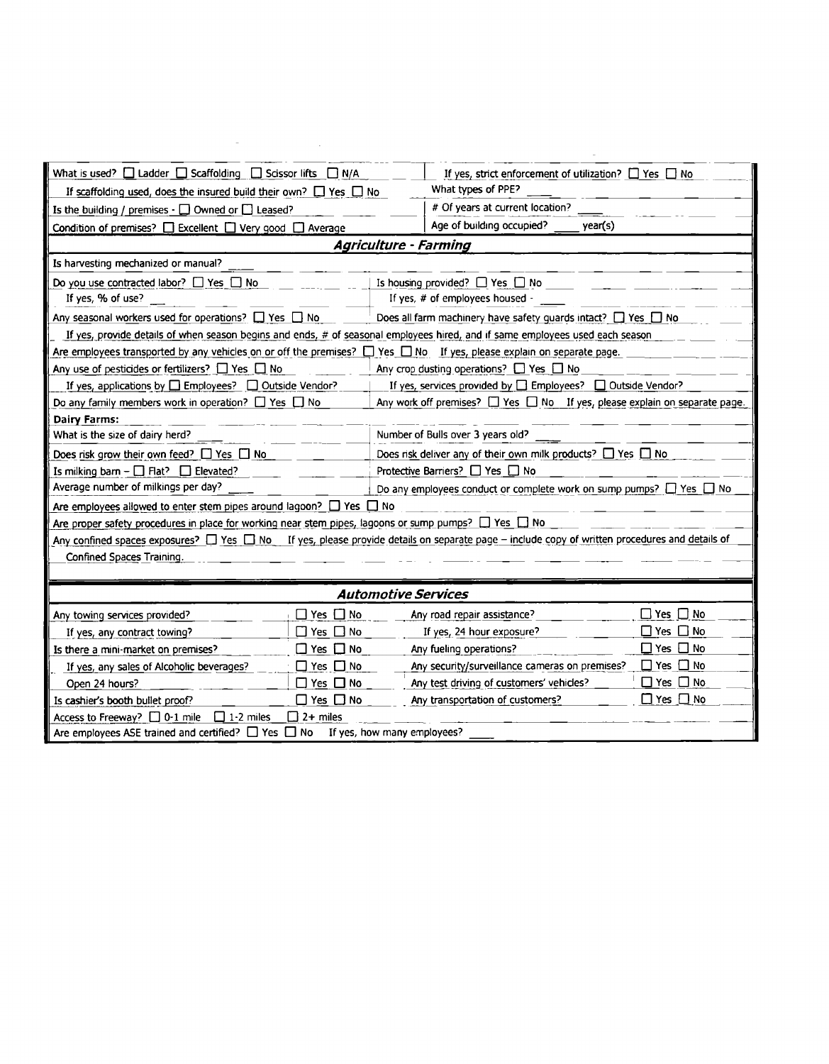What is used? ☐ Ladder ☐ Scaffolding ☐ Scissor lifts ☐ N/A — If yes, strict enforcement of utilization? ☐ Yes ☐ No

If scaffolding used, does the insured build their own? ☐ Yes ☐ No — What types of PPE? ____

Is the building / premises - ☐ Owned or ☐ Leased? — # Of years at current location? ____

Condition of premises? ☐ Excellent ☐ Very good ☐ Average — Age of building occupied? ____ year(s)

### *Agriculture - Farming*

Is harvesting mechanized or manual? ____

Do you use contracted labor? ☐ Yes ☐ No — Is housing provided? ☐ Yes ☐ No

If yes, % of use? ____ — If yes, # of employees housed - ____

Any seasonal workers used for operations? ☐ Yes ☐ No — Does all farm machinery have safety guards intact? ☐ Yes ☐ No

If yes, provide details of when season begins and ends, # of seasonal employees hired, and if same employees used each season

Are employees transported by any vehicles on or off the premises? ☐ Yes ☐ No If yes, please explain on separate page.

Any use of pesticides or fertilizers? ☐ Yes ☐ No — Any crop dusting operations? ☐ Yes ☐ No

If yes, applications by ☐ Employees? ☐ Outside Vendor? — If yes, services provided by ☐ Employees? ☐ Outside Vendor?

Do any family members work in operation? ☐ Yes ☐ No — Any work off premises? ☐ Yes ☐ No If yes, please explain on separate page.

**Dairy Farms:**

What is the size of dairy herd? ____ — Number of Bulls over 3 years old? ____

Does risk grow their own feed? ☐ Yes ☐ No — Does risk deliver any of their own milk products? ☐ Yes ☐ No

Is milking barn – ☐ Flat? ☐ Elevated? — Protective Barriers? ☐ Yes ☐ No

Average number of milkings per day? ____ — Do any employees conduct or complete work on sump pumps? ☐ Yes ☐ No

Are employees allowed to enter stem pipes around lagoon? ☐ Yes ☐ No

Are proper safety procedures in place for working near stem pipes, lagoons or sump pumps? ☐ Yes ☐ No

Any confined spaces exposures? ☐ Yes ☐ No If yes, please provide details on separate page – include copy of written procedures and details of Confined Spaces Training.

### *Automotive Services*

| | | | |
|---|---|---|---|
| Any towing services provided? | ☐ Yes ☐ No | Any road repair assistance? | ☐ Yes ☐ No |
| If yes, any contract towing? | ☐ Yes ☐ No | If yes, 24 hour exposure? | ☐ Yes ☐ No |
| Is there a mini-market on premises? | ☐ Yes ☐ No | Any fueling operations? | ☐ Yes ☐ No |
| If yes, any sales of Alcoholic beverages? | ☐ Yes ☐ No | Any security/surveillance cameras on premises? | ☐ Yes ☐ No |
| Open 24 hours? | ☐ Yes ☐ No | Any test driving of customers' vehicles? | ☐ Yes ☐ No |
| Is cashier's booth bullet proof? | ☐ Yes ☐ No | Any transportation of customers? | ☐ Yes ☐ No |

Access to Freeway? ☐ 0-1 mile ☐ 1-2 miles ☐ 2+ miles

Are employees ASE trained and certified? ☐ Yes ☐ No If yes, how many employees? ____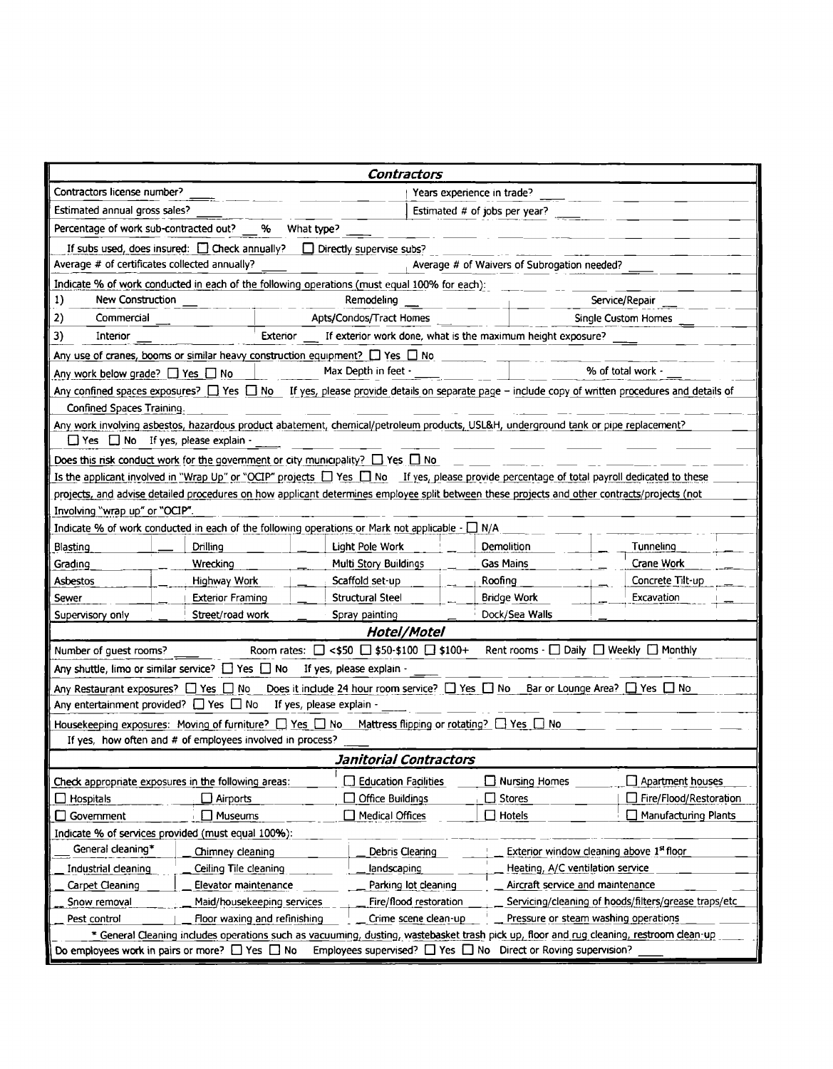## Contractors

Contractors license number? ____ Years experience in trade? ____

Estimated annual gross sales? ____ Estimated # of jobs per year? ____

Percentage of work sub-contracted out? __ % What type? ____

If subs used, does insured: ☐ Check annually? ☐ Directly supervise subs?

Average # of certificates collected annually? ____ Average # of Waivers of Subrogation needed? ____

Indicate % of work conducted in each of the following operations (must equal 100% for each):

| | | | |
|---|---|---|---|
| 1) | New Construction __ | Remodeling __ | Service/Repair __ |
| 2) | Commercial __ | Apts/Condos/Tract Homes __ | Single Custom Homes __ |
| 3) | Interior __ | Exterior __ If exterior work done, what is the maximum height exposure? ____ | |

Any use of cranes, booms or similar heavy construction equipment? ☐ Yes ☐ No

Any work below grade? ☐ Yes ☐ No Max Depth in feet - ____ % of total work - ____

Any confined spaces exposures? ☐ Yes ☐ No If yes, please provide details on separate page – include copy of written procedures and details of Confined Spaces Training.

Any work involving asbestos, hazardous product abatement, chemical/petroleum products, USL&H, underground tank or pipe replacement?
☐ Yes ☐ No If yes, please explain - ____

Does this risk conduct work for the government or city municipality? ☐ Yes ☐ No

Is the applicant involved in "Wrap Up" or "OCIP" projects ☐ Yes ☐ No If yes, please provide percentage of total payroll dedicated to these projects, and advise detailed procedures on how applicant determines employee split between these projects and other contracts/projects (not Involving "wrap up" or "OCIP".

Indicate % of work conducted in each of the following operations or Mark not applicable - ☐ N/A

| | | | | | | | | | |
|---|---|---|---|---|---|---|---|---|---|
| Blasting | __ | Drilling | __ | Light Pole Work | __ | Demolition | __ | Tunneling | __ |
| Grading | __ | Wrecking | __ | Multi Story Buildings | __ | Gas Mains | __ | Crane Work | __ |
| Asbestos | __ | Highway Work | __ | Scaffold set-up | __ | Roofing | __ | Concrete Tilt-up | __ |
| Sewer | __ | Exterior Framing | __ | Structural Steel | __ | Bridge Work | __ | Excavation | __ |
| Supervisory only | __ | Street/road work | __ | Spray painting | __ | Dock/Sea Walls | __ | | |

## Hotel/Motel

Number of guest rooms? ____ Room rates: ☐ <$50 ☐ $50-$100 ☐ $100+ Rent rooms - ☐ Daily ☐ Weekly ☐ Monthly

Any shuttle, limo or similar service? ☐ Yes ☐ No If yes, please explain - ____

Any Restaurant exposures? ☐ Yes ☐ No Does it include 24 hour room service? ☐ Yes ☐ No Bar or Lounge Area? ☐ Yes ☐ No

Any entertainment provided? ☐ Yes ☐ No If yes, please explain - ____

Housekeeping exposures: Moving of furniture? ☐ Yes ☐ No Mattress flipping or rotating? ☐ Yes ☐ No

If yes, how often and # of employees involved in process? ____

## Janitorial Contractors

Check appropriate exposures in the following areas:

| | | | | |
|---|---|---|---|---|
| | | ☐ Education Facilities | ☐ Nursing Homes | ☐ Apartment houses |
| ☐ Hospitals | ☐ Airports | ☐ Office Buildings | ☐ Stores | ☐ Fire/Flood/Restoration |
| ☐ Government | ☐ Museums | ☐ Medical Offices | ☐ Hotels | ☐ Manufacturing Plants |

Indicate % of services provided (must equal 100%):

| | | | |
|---|---|---|---|
| __ General cleaning* | __ Chimney cleaning | __ Debris Clearing | __ Exterior window cleaning above 1st floor |
| __ Industrial cleaning | __ Ceiling Tile cleaning | __ landscaping | __ Heating, A/C ventilation service |
| __ Carpet Cleaning | __ Elevator maintenance | __ Parking lot cleaning | __ Aircraft service and maintenance |
| __ Snow removal | __ Maid/housekeeping services | __ Fire/flood restoration | __ Servicing/cleaning of hoods/filters/grease traps/etc |
| __ Pest control | __ Floor waxing and refinishing | __ Crime scene clean-up | __ Pressure or steam washing operations |

* General Cleaning includes operations such as vacuuming, dusting, wastebasket trash pick up, floor and rug cleaning, restroom clean-up

Do employees work in pairs or more? ☐ Yes ☐ No Employees supervised? ☐ Yes ☐ No Direct or Roving supervision? ____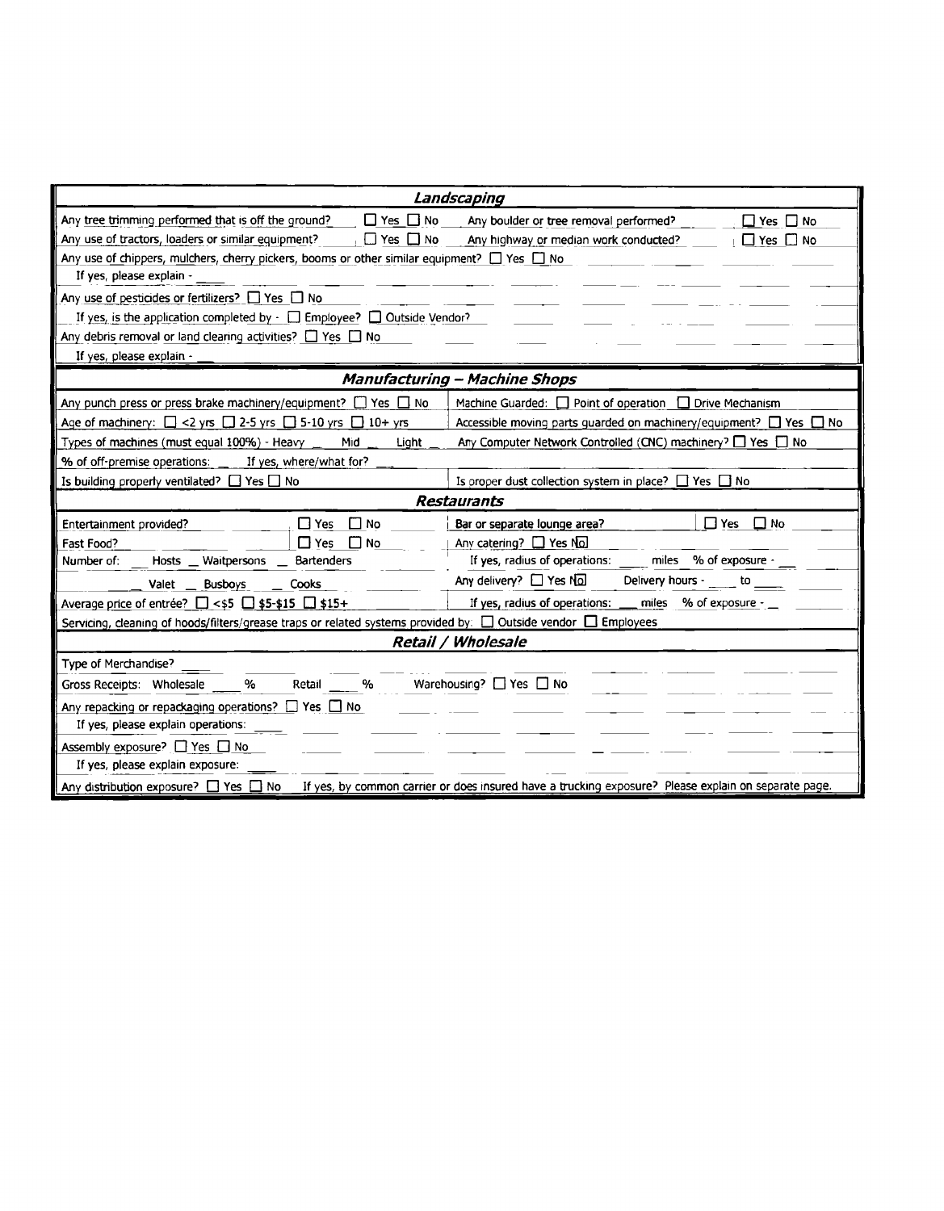## *Landscaping*

Any tree trimming performed that is off the ground? ☐ Yes ☐ No  Any boulder or tree removal performed? ☐ Yes ☐ No

Any use of tractors, loaders or similar equipment? ☐ Yes ☐ No  Any highway or median work conducted? ☐ Yes ☐ No

Any use of chippers, mulchers, cherry pickers, booms or other similar equipment? ☐ Yes ☐ No

If yes, please explain - ____

Any use of pesticides or fertilizers? ☐ Yes ☐ No

If yes, is the application completed by - ☐ Employee? ☐ Outside Vendor?

Any debris removal or land clearing activities? ☐ Yes ☐ No

If yes, please explain - __

## *Manufacturing – Machine Shops*

Any punch press or press brake machinery/equipment? ☐ Yes ☐ No  Machine Guarded: ☐ Point of operation ☐ Drive Mechanism

Age of machinery: ☐ <2 yrs ☐ 2-5 yrs ☐ 5-10 yrs ☐ 10+ yrs  Accessible moving parts guarded on machinery/equipment? ☐ Yes ☐ No

Types of machines (must equal 100%) - Heavy __ Mid __ Light __  Any Computer Network Controlled (CNC) machinery? ☐ Yes ☐ No

% of off-premise operations: __ If yes, where/what for? __

Is building properly ventilated? ☐ Yes ☐ No  Is proper dust collection system in place? ☐ Yes ☐ No

## *Restaurants*

Entertainment provided? ☐ Yes ☐ No  Bar or separate lounge area? ☐ Yes ☐ No

Fast Food? ☐ Yes ☐ No  Any catering? ☐ Yes ☐ No

Number of: __ Hosts __ Waitpersons __ Bartenders  If yes, radius of operations: ____ miles % of exposure - __

__ Valet __ Busboys __ Cooks  Any delivery? ☐ Yes ☐ No  Delivery hours - ____ to ____

Average price of entrée? ☐ <$5 ☐ $5-$15 ☐ $15+  If yes, radius of operations: __ miles % of exposure - _

Servicing, cleaning of hoods/filters/grease traps or related systems provided by: ☐ Outside vendor ☐ Employees

## *Retail / Wholesale*

Type of Merchandise? ____

Gross Receipts: Wholesale ____ % Retail ____ %  Warehousing? ☐ Yes ☐ No

Any repacking or repackaging operations? ☐ Yes ☐ No

If yes, please explain operations: ____

Assembly exposure? ☐ Yes ☐ No

If yes, please explain exposure: ____

Any distribution exposure? ☐ Yes ☐ No  If yes, by common carrier or does insured have a trucking exposure? Please explain on separate page.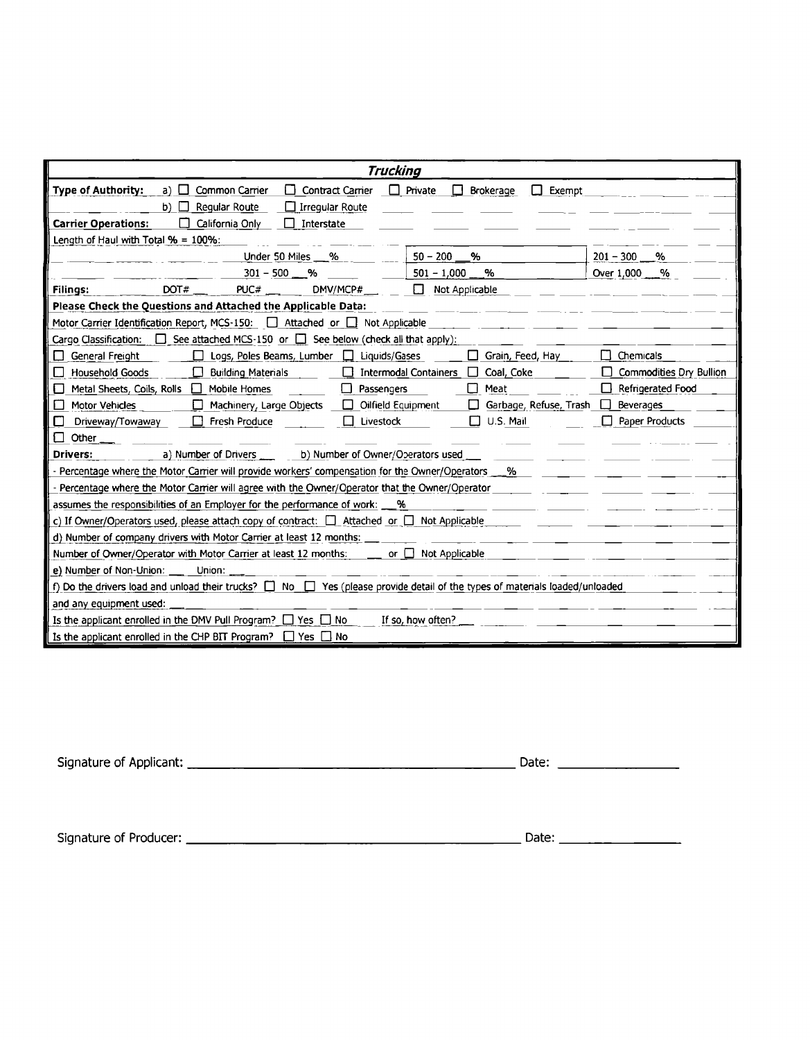## *Trucking*

**Type of Authority:** a) ☐ Common Carrier ☐ Contract Carrier ☐ Private ☐ Brokerage ☐ Exempt

b) ☐ Regular Route ☐ Irregular Route

**Carrier Operations:** ☐ California Only ☐ Interstate

Length of Haul with Total % = 100%:

| | | |
|---|---|---|
| Under 50 Miles ___% | 50 – 200 ___% | 201 – 300 ___% |
| 301 – 500 ___% | 501 – 1,000 ___% | Over 1,000 ___% |

**Filings:** DOT# ___ PUC# ___ DMV/MCP# ___ ☐ Not Applicable

**Please Check the Questions and Attached the Applicable Data:**

Motor Carrier Identification Report, MCS-150: ☐ Attached or ☐ Not Applicable

Cargo Classification: ☐ See attached MCS-150 or ☐ See below (check all that apply):

| | | | | |
|---|---|---|---|---|
| ☐ General Freight | ☐ Logs, Poles Beams, Lumber | ☐ Liquids/Gases | ☐ Grain, Feed, Hay | ☐ Chemicals |
| ☐ Household Goods | ☐ Building Materials | ☐ Intermodal Containers | ☐ Coal, Coke | ☐ Commodities Dry Bullion |
| ☐ Metal Sheets, Coils, Rolls | ☐ Mobile Homes | ☐ Passengers | ☐ Meat | ☐ Refrigerated Food |
| ☐ Motor Vehicles | ☐ Machinery, Large Objects | ☐ Oilfield Equipment | ☐ Garbage, Refuse, Trash | ☐ Beverages |
| ☐ Driveway/Towaway | ☐ Fresh Produce | ☐ Livestock | ☐ U.S. Mail | ☐ Paper Products |
| ☐ Other ___ | | | | |

**Drivers:** a) Number of Drivers ___ b) Number of Owner/Operators used ___

- Percentage where the Motor Carrier will provide workers' compensation for the Owner/Operators ___%

- Percentage where the Motor Carrier will agree with the Owner/Operator that the Owner/Operator assumes the responsibilities of an Employer for the performance of work: ___%

c) If Owner/Operators used, please attach copy of contract: ☐ Attached or ☐ Not Applicable

d) Number of company drivers with Motor Carrier at least 12 months: ___

Number of Owner/Operator with Motor Carrier at least 12 months: ___ or ☐ Not Applicable

e) Number of Non-Union: ___ Union: ___

f) Do the drivers load and unload their trucks? ☐ No ☐ Yes (please provide detail of the types of materials loaded/unloaded and any equipment used: ___

Is the applicant enrolled in the DMV Pull Program? ☐ Yes ☐ No If so, how often? ___

Is the applicant enrolled in the CHP BIT Program? ☐ Yes ☐ No

Signature of Applicant: ______________________________ Date: ______________

Signature of Producer: ______________________________ Date: ______________